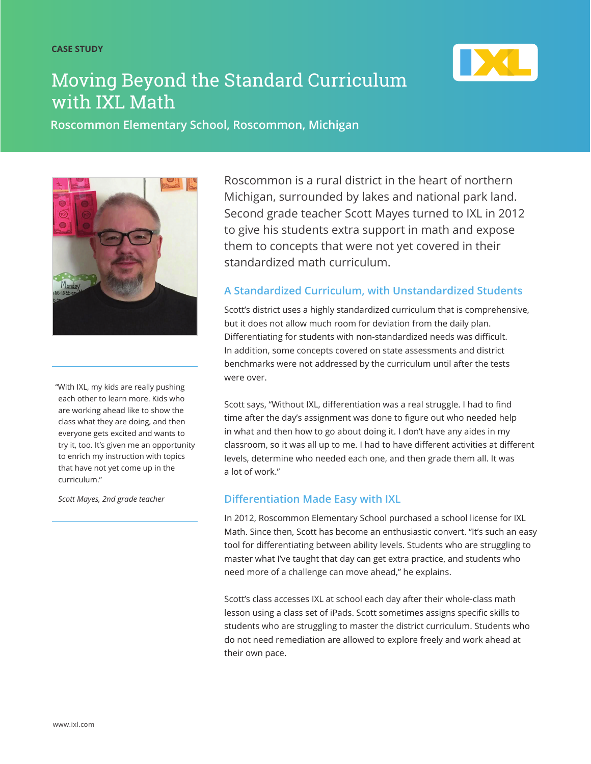CASE STUDY

# Moving Beyond the Standard Curriculum with IXL Math

**Roscommon Elementary School, Roscommon, Michigan**

Roscommon is a rural district in the heart of northern Michigan, surrounded by lakes and national park land. Second grade teacher Scott Mayes turned to IXL in 2012 to give his students extra support in math and expose them to concepts that were not yet covered in their standardized math curriculum.

> "With IXL, my kids are really pushing each other to learn more. Kids who are working ahead like to show the class what they are doing, and then everyone gets excited and wants to try it, too. It's given me an opportunity to enrich my instruction with topics that have not yet come up in the curriculum."
>
> *Scott Mayes, 2nd grade teacher*

## A Standardized Curriculum, with Unstandardized Students

Scott's district uses a highly standardized curriculum that is comprehensive, but it does not allow much room for deviation from the daily plan. Differentiating for students with non-standardized needs was difficult. In addition, some concepts covered on state assessments and district benchmarks were not addressed by the curriculum until after the tests were over.

Scott says, "Without IXL, differentiation was a real struggle. I had to find time after the day's assignment was done to figure out who needed help in what and then how to go about doing it. I don't have any aides in my classroom, so it was all up to me. I had to have different activities at different levels, determine who needed each one, and then grade them all. It was a lot of work."

## Differentiation Made Easy with IXL

In 2012, Roscommon Elementary School purchased a school license for IXL Math. Since then, Scott has become an enthusiastic convert. "It's such an easy tool for differentiating between ability levels. Students who are struggling to master what I've taught that day can get extra practice, and students who need more of a challenge can move ahead," he explains.

Scott's class accesses IXL at school each day after their whole-class math lesson using a class set of iPads. Scott sometimes assigns specific skills to students who are struggling to master the district curriculum. Students who do not need remediation are allowed to explore freely and work ahead at their own pace.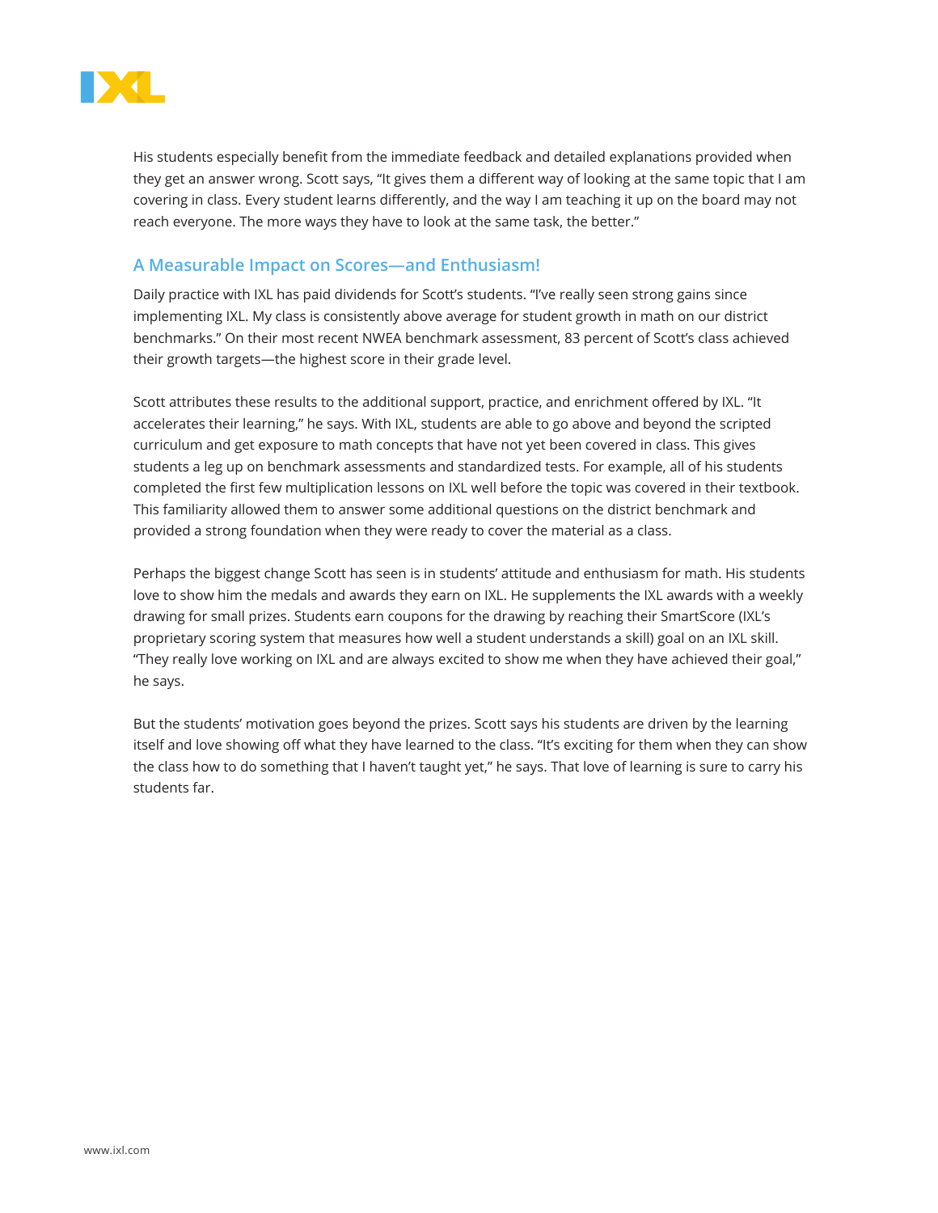His students especially benefit from the immediate feedback and detailed explanations provided when they get an answer wrong. Scott says, “It gives them a different way of looking at the same topic that I am covering in class. Every student learns differently, and the way I am teaching it up on the board may not reach everyone. The more ways they have to look at the same task, the better.”

## A Measurable Impact on Scores—and Enthusiasm!

Daily practice with IXL has paid dividends for Scott’s students. “I’ve really seen strong gains since implementing IXL. My class is consistently above average for student growth in math on our district benchmarks.” On their most recent NWEA benchmark assessment, 83 percent of Scott’s class achieved their growth targets—the highest score in their grade level.

Scott attributes these results to the additional support, practice, and enrichment offered by IXL. “It accelerates their learning,” he says. With IXL, students are able to go above and beyond the scripted curriculum and get exposure to math concepts that have not yet been covered in class. This gives students a leg up on benchmark assessments and standardized tests. For example, all of his students completed the first few multiplication lessons on IXL well before the topic was covered in their textbook. This familiarity allowed them to answer some additional questions on the district benchmark and provided a strong foundation when they were ready to cover the material as a class.

Perhaps the biggest change Scott has seen is in students’ attitude and enthusiasm for math. His students love to show him the medals and awards they earn on IXL. He supplements the IXL awards with a weekly drawing for small prizes. Students earn coupons for the drawing by reaching their SmartScore (IXL’s proprietary scoring system that measures how well a student understands a skill) goal on an IXL skill. “They really love working on IXL and are always excited to show me when they have achieved their goal,” he says.

But the students’ motivation goes beyond the prizes. Scott says his students are driven by the learning itself and love showing off what they have learned to the class. “It’s exciting for them when they can show the class how to do something that I haven’t taught yet,” he says. That love of learning is sure to carry his students far.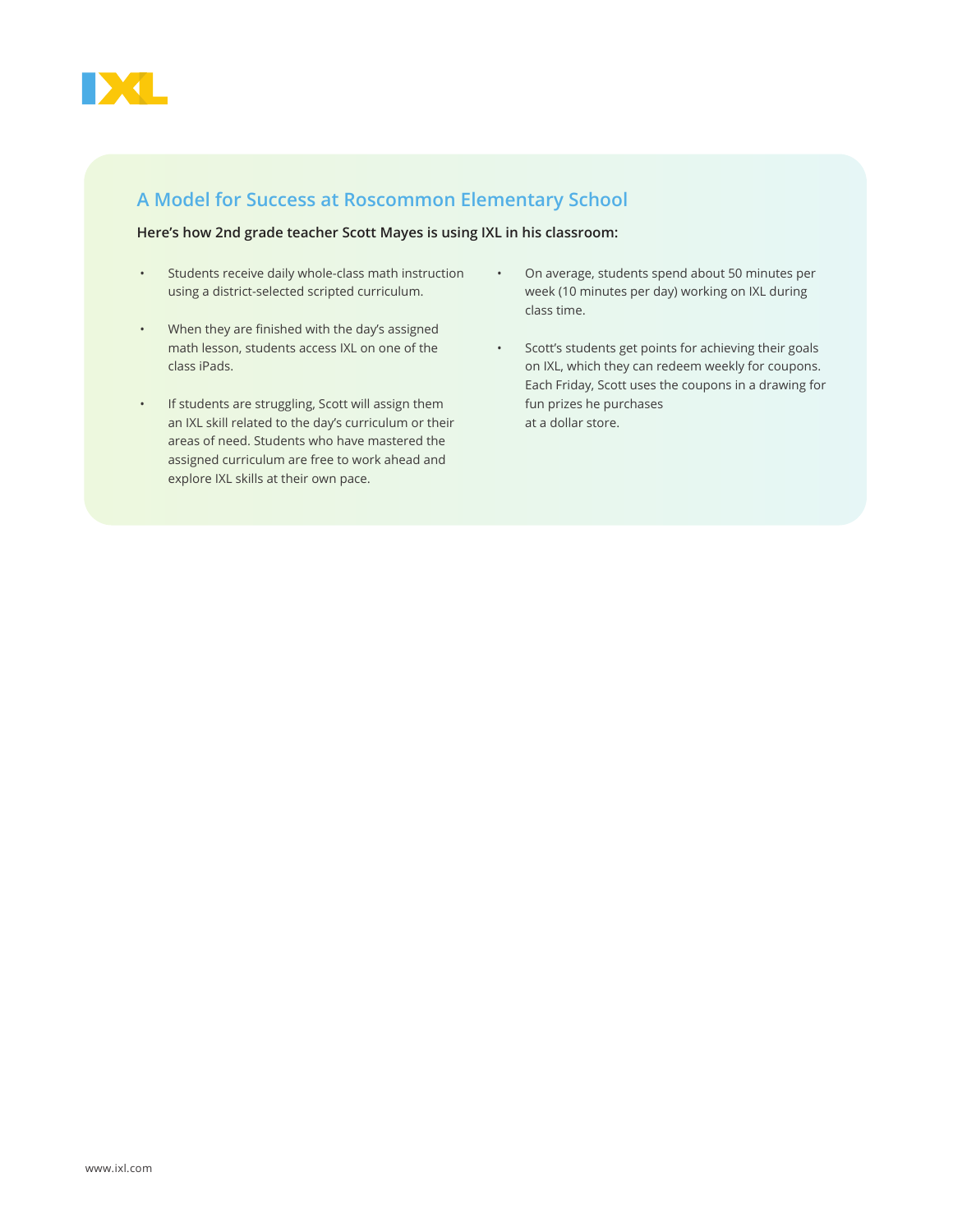## A Model for Success at Roscommon Elementary School

**Here's how 2nd grade teacher Scott Mayes is using IXL in his classroom:**

- Students receive daily whole-class math instruction using a district-selected scripted curriculum.
- When they are finished with the day's assigned math lesson, students access IXL on one of the class iPads.
- If students are struggling, Scott will assign them an IXL skill related to the day's curriculum or their areas of need. Students who have mastered the assigned curriculum are free to work ahead and explore IXL skills at their own pace.
- On average, students spend about 50 minutes per week (10 minutes per day) working on IXL during class time.
- Scott's students get points for achieving their goals on IXL, which they can redeem weekly for coupons. Each Friday, Scott uses the coupons in a drawing for fun prizes he purchases at a dollar store.